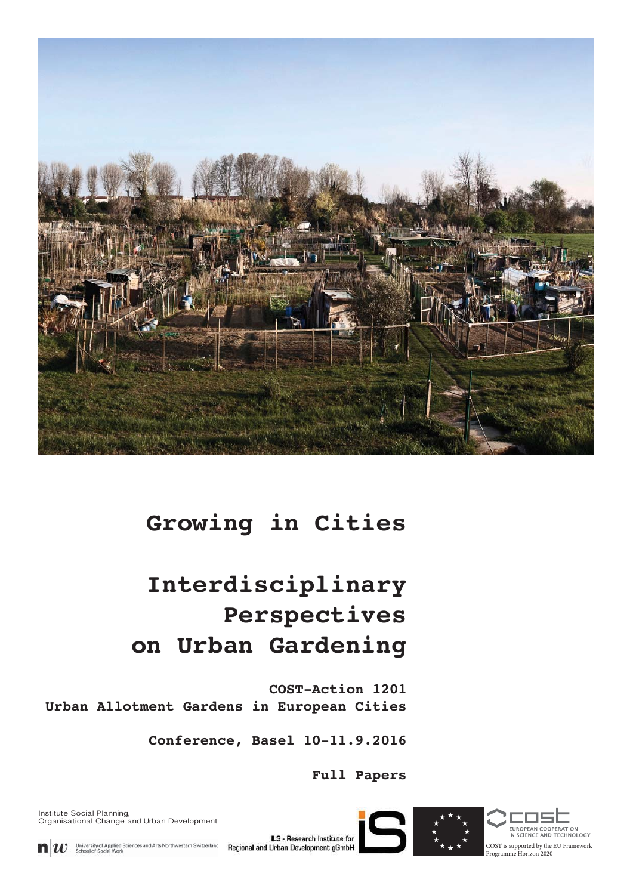# Growing in Cities

# Interdisciplinary Perspectives on Urban Gardening

**COST-Action 1201**
**Urban Allotment Gardens in European Cities**

**Conference, Basel 10-11.9.2016**

**Full Papers**

Institute Social Planning,
Organisational Change and Urban Development

University of Applied Sciences and Arts Northwestern Switzerland
School of Social Work

ILS - Research Institute for
Regional and Urban Development gGmbH

EUROPEAN COOPERATION IN SCIENCE AND TECHNOLOGY

COST is supported by the EU Framework Programme Horizon 2020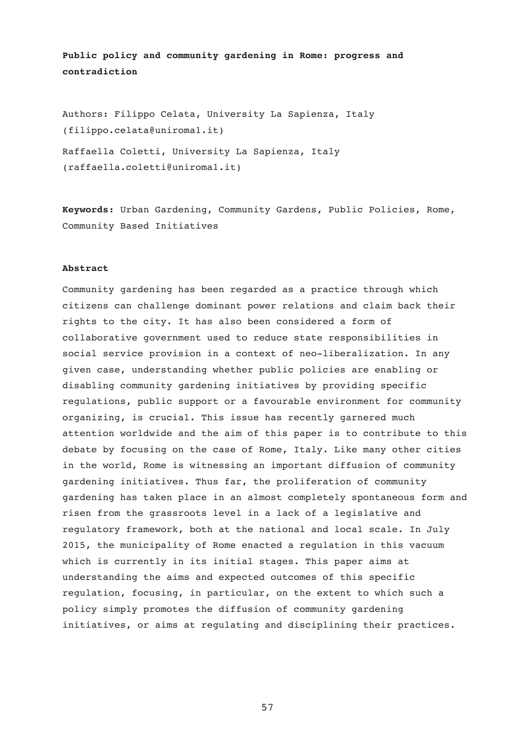**Public policy and community gardening in Rome: progress and contradiction**

Authors: Filippo Celata, University La Sapienza, Italy (filippo.celata@uniroma1.it)

Raffaella Coletti, University La Sapienza, Italy (raffaella.coletti@uniroma1.it)

**Keywords:** Urban Gardening, Community Gardens, Public Policies, Rome, Community Based Initiatives

**Abstract**

Community gardening has been regarded as a practice through which citizens can challenge dominant power relations and claim back their rights to the city. It has also been considered a form of collaborative government used to reduce state responsibilities in social service provision in a context of neo-liberalization. In any given case, understanding whether public policies are enabling or disabling community gardening initiatives by providing specific regulations, public support or a favourable environment for community organizing, is crucial. This issue has recently garnered much attention worldwide and the aim of this paper is to contribute to this debate by focusing on the case of Rome, Italy. Like many other cities in the world, Rome is witnessing an important diffusion of community gardening initiatives. Thus far, the proliferation of community gardening has taken place in an almost completely spontaneous form and risen from the grassroots level in a lack of a legislative and regulatory framework, both at the national and local scale. In July 2015, the municipality of Rome enacted a regulation in this vacuum which is currently in its initial stages. This paper aims at understanding the aims and expected outcomes of this specific regulation, focusing, in particular, on the extent to which such a policy simply promotes the diffusion of community gardening initiatives, or aims at regulating and disciplining their practices.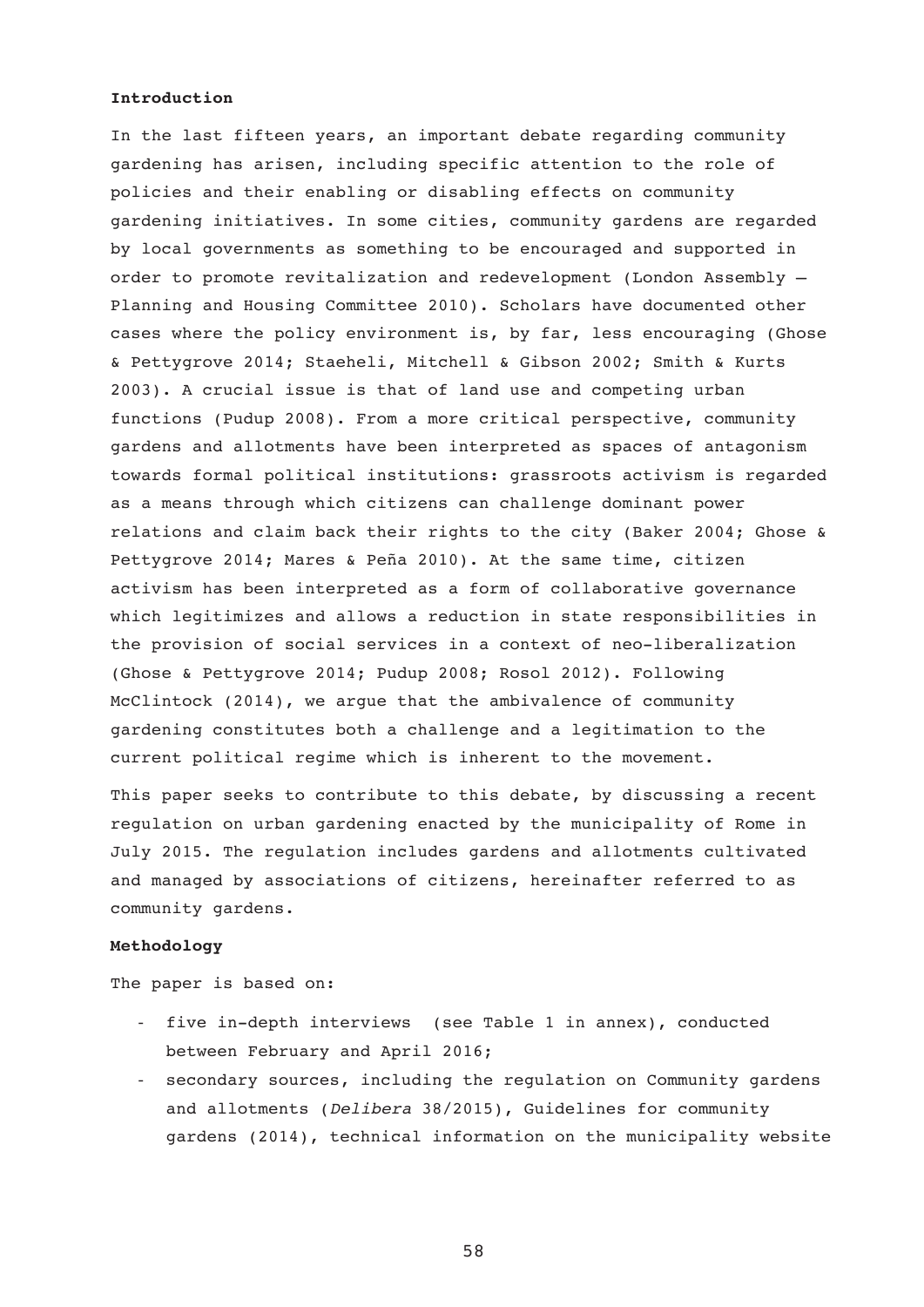## Introduction

In the last fifteen years, an important debate regarding community gardening has arisen, including specific attention to the role of policies and their enabling or disabling effects on community gardening initiatives. In some cities, community gardens are regarded by local governments as something to be encouraged and supported in order to promote revitalization and redevelopment (London Assembly – Planning and Housing Committee 2010). Scholars have documented other cases where the policy environment is, by far, less encouraging (Ghose & Pettygrove 2014; Staeheli, Mitchell & Gibson 2002; Smith & Kurts 2003). A crucial issue is that of land use and competing urban functions (Pudup 2008). From a more critical perspective, community gardens and allotments have been interpreted as spaces of antagonism towards formal political institutions: grassroots activism is regarded as a means through which citizens can challenge dominant power relations and claim back their rights to the city (Baker 2004; Ghose & Pettygrove 2014; Mares & Peña 2010). At the same time, citizen activism has been interpreted as a form of collaborative governance which legitimizes and allows a reduction in state responsibilities in the provision of social services in a context of neo-liberalization (Ghose & Pettygrove 2014; Pudup 2008; Rosol 2012). Following McClintock (2014), we argue that the ambivalence of community gardening constitutes both a challenge and a legitimation to the current political regime which is inherent to the movement.

This paper seeks to contribute to this debate, by discussing a recent regulation on urban gardening enacted by the municipality of Rome in July 2015. The regulation includes gardens and allotments cultivated and managed by associations of citizens, hereinafter referred to as community gardens.

## Methodology

The paper is based on:

- five in-depth interviews (see Table 1 in annex), conducted between February and April 2016;
- secondary sources, including the regulation on Community gardens and allotments (*Delibera* 38/2015), Guidelines for community gardens (2014), technical information on the municipality website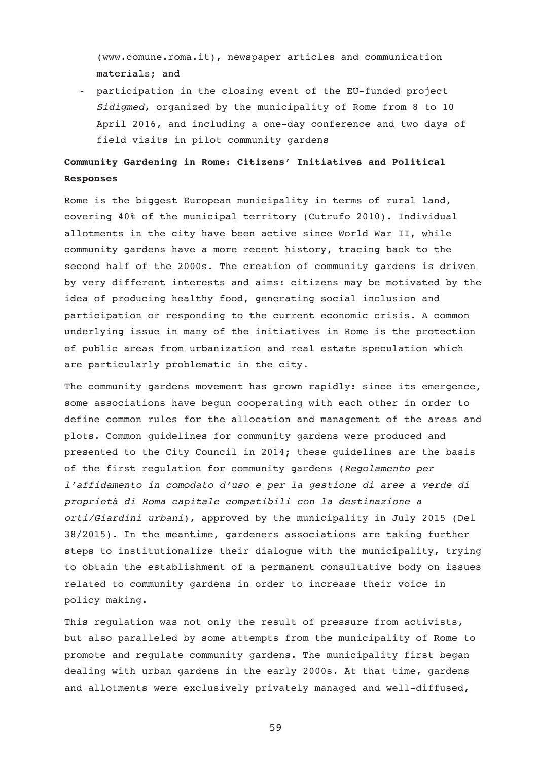(www.comune.roma.it), newspaper articles and communication materials; and

- participation in the closing event of the EU-funded project *Sidigmed*, organized by the municipality of Rome from 8 to 10 April 2016, and including a one-day conference and two days of field visits in pilot community gardens

## Community Gardening in Rome: Citizens' Initiatives and Political Responses

Rome is the biggest European municipality in terms of rural land, covering 40% of the municipal territory (Cutrufo 2010). Individual allotments in the city have been active since World War II, while community gardens have a more recent history, tracing back to the second half of the 2000s. The creation of community gardens is driven by very different interests and aims: citizens may be motivated by the idea of producing healthy food, generating social inclusion and participation or responding to the current economic crisis. A common underlying issue in many of the initiatives in Rome is the protection of public areas from urbanization and real estate speculation which are particularly problematic in the city.

The community gardens movement has grown rapidly: since its emergence, some associations have begun cooperating with each other in order to define common rules for the allocation and management of the areas and plots. Common guidelines for community gardens were produced and presented to the City Council in 2014; these guidelines are the basis of the first regulation for community gardens (*Regolamento per l'affidamento in comodato d'uso e per la gestione di aree a verde di proprietà di Roma capitale compatibili con la destinazione a orti/Giardini urbani*), approved by the municipality in July 2015 (Del 38/2015). In the meantime, gardeners associations are taking further steps to institutionalize their dialogue with the municipality, trying to obtain the establishment of a permanent consultative body on issues related to community gardens in order to increase their voice in policy making.

This regulation was not only the result of pressure from activists, but also paralleled by some attempts from the municipality of Rome to promote and regulate community gardens. The municipality first began dealing with urban gardens in the early 2000s. At that time, gardens and allotments were exclusively privately managed and well-diffused,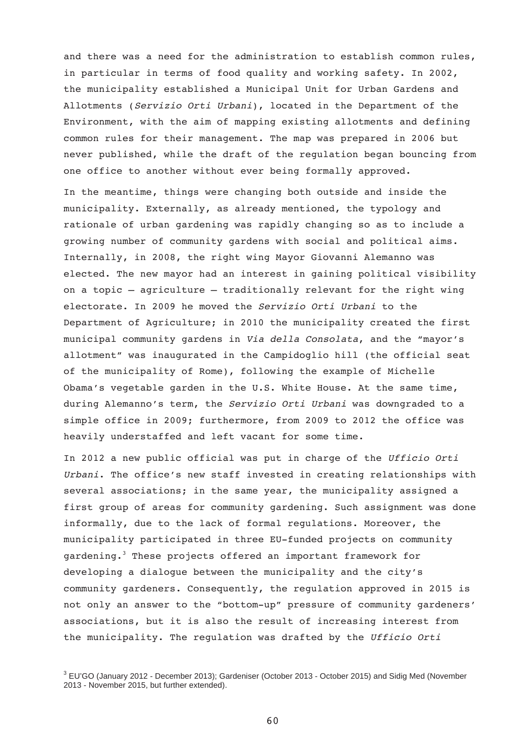and there was a need for the administration to establish common rules, in particular in terms of food quality and working safety. In 2002, the municipality established a Municipal Unit for Urban Gardens and Allotments (*Servizio Orti Urbani*), located in the Department of the Environment, with the aim of mapping existing allotments and defining common rules for their management. The map was prepared in 2006 but never published, while the draft of the regulation began bouncing from one office to another without ever being formally approved.

In the meantime, things were changing both outside and inside the municipality. Externally, as already mentioned, the typology and rationale of urban gardening was rapidly changing so as to include a growing number of community gardens with social and political aims. Internally, in 2008, the right wing Mayor Giovanni Alemanno was elected. The new mayor had an interest in gaining political visibility on a topic – agriculture – traditionally relevant for the right wing electorate. In 2009 he moved the *Servizio Orti Urbani* to the Department of Agriculture; in 2010 the municipality created the first municipal community gardens in *Via della Consolata*, and the "mayor's allotment" was inaugurated in the Campidoglio hill (the official seat of the municipality of Rome), following the example of Michelle Obama's vegetable garden in the U.S. White House. At the same time, during Alemanno's term, the *Servizio Orti Urbani* was downgraded to a simple office in 2009; furthermore, from 2009 to 2012 the office was heavily understaffed and left vacant for some time.

In 2012 a new public official was put in charge of the *Ufficio Orti Urbani*. The office's new staff invested in creating relationships with several associations; in the same year, the municipality assigned a first group of areas for community gardening. Such assignment was done informally, due to the lack of formal regulations. Moreover, the municipality participated in three EU-funded projects on community gardening.[3] These projects offered an important framework for developing a dialogue between the municipality and the city's community gardeners. Consequently, the regulation approved in 2015 is not only an answer to the "bottom-up" pressure of community gardeners' associations, but it is also the result of increasing interest from the municipality. The regulation was drafted by the *Ufficio Orti*

[3] EU'GO (January 2012 - December 2013); Gardeniser (October 2013 - October 2015) and Sidig Med (November 2013 - November 2015, but further extended).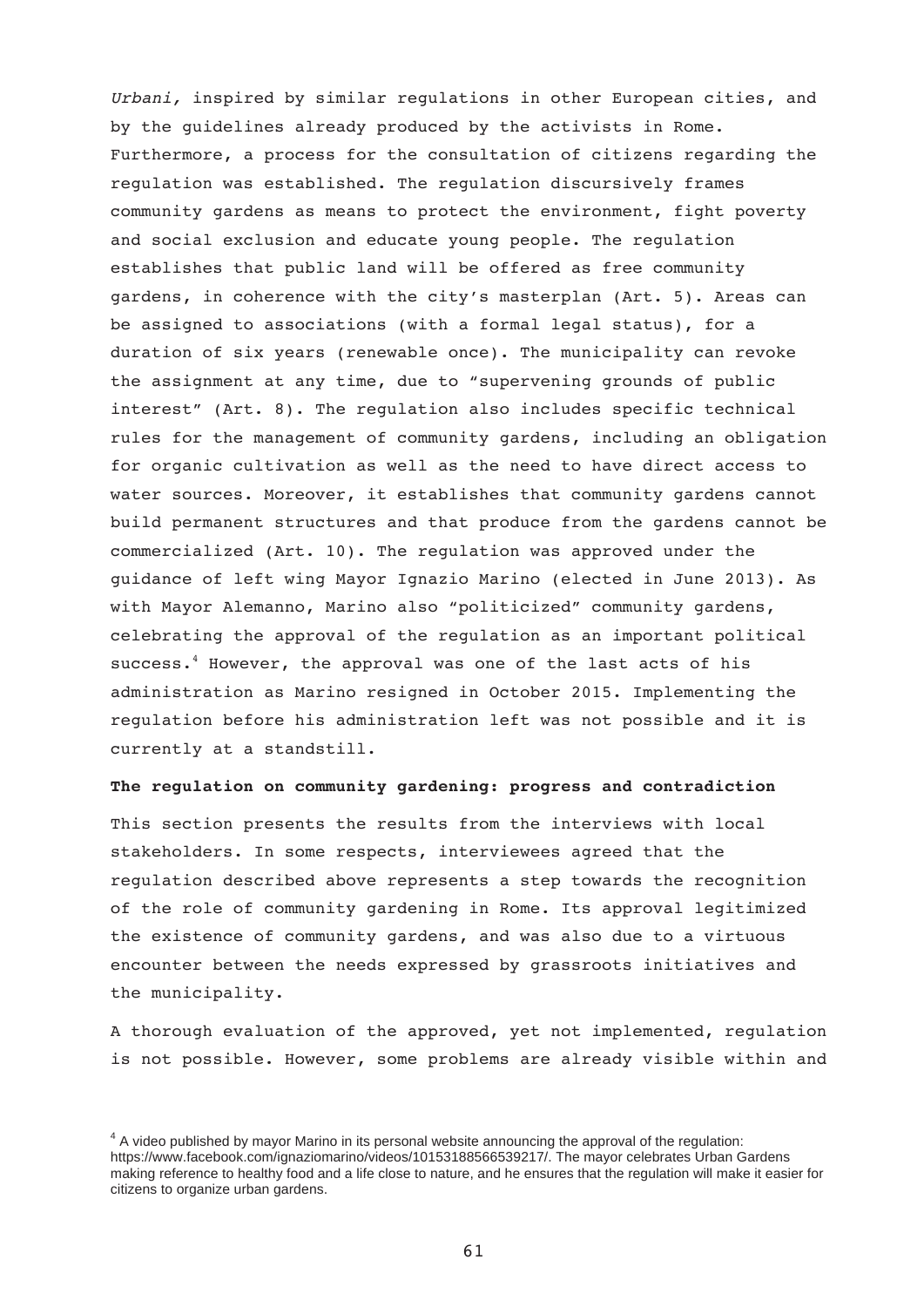*Urbani,* inspired by similar regulations in other European cities, and by the guidelines already produced by the activists in Rome. Furthermore, a process for the consultation of citizens regarding the regulation was established. The regulation discursively frames community gardens as means to protect the environment, fight poverty and social exclusion and educate young people. The regulation establishes that public land will be offered as free community gardens, in coherence with the city's masterplan (Art. 5). Areas can be assigned to associations (with a formal legal status), for a duration of six years (renewable once). The municipality can revoke the assignment at any time, due to "supervening grounds of public interest" (Art. 8). The regulation also includes specific technical rules for the management of community gardens, including an obligation for organic cultivation as well as the need to have direct access to water sources. Moreover, it establishes that community gardens cannot build permanent structures and that produce from the gardens cannot be commercialized (Art. 10). The regulation was approved under the guidance of left wing Mayor Ignazio Marino (elected in June 2013). As with Mayor Alemanno, Marino also "politicized" community gardens, celebrating the approval of the regulation as an important political success.[4] However, the approval was one of the last acts of his administration as Marino resigned in October 2015. Implementing the regulation before his administration left was not possible and it is currently at a standstill.

**The regulation on community gardening: progress and contradiction**

This section presents the results from the interviews with local stakeholders. In some respects, interviewees agreed that the regulation described above represents a step towards the recognition of the role of community gardening in Rome. Its approval legitimized the existence of community gardens, and was also due to a virtuous encounter between the needs expressed by grassroots initiatives and the municipality.

A thorough evaluation of the approved, yet not implemented, regulation is not possible. However, some problems are already visible within and

[4] A video published by mayor Marino in its personal website announcing the approval of the regulation: https://www.facebook.com/ignaziomarino/videos/10153188566539217/. The mayor celebrates Urban Gardens making reference to healthy food and a life close to nature, and he ensures that the regulation will make it easier for citizens to organize urban gardens.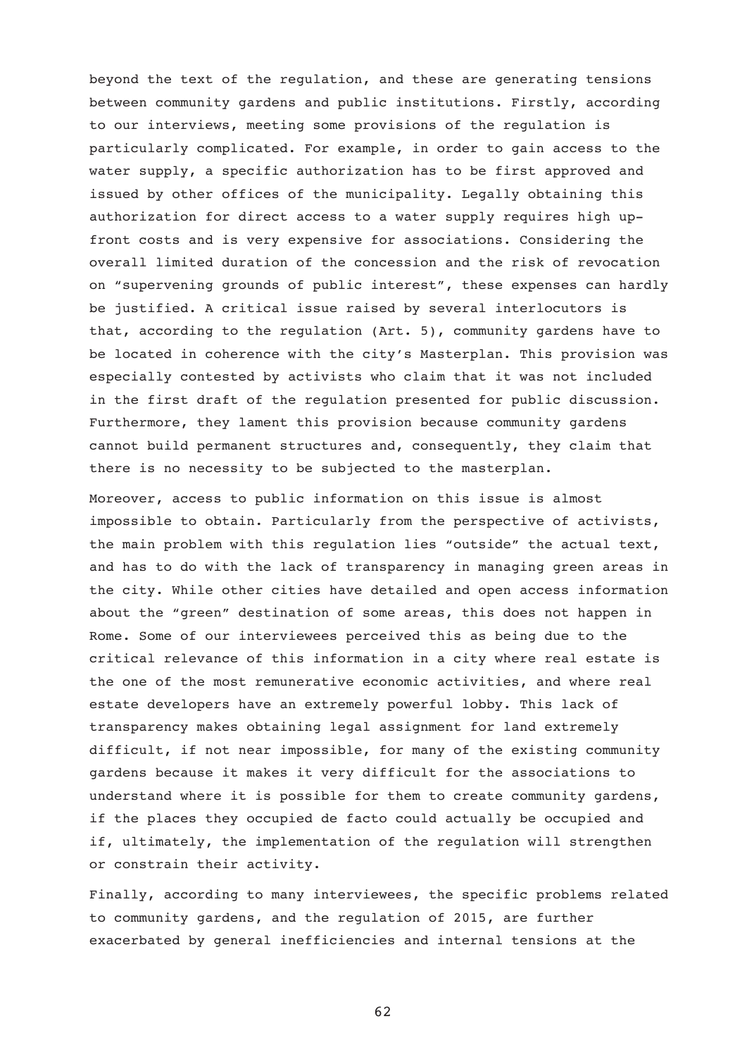beyond the text of the regulation, and these are generating tensions between community gardens and public institutions. Firstly, according to our interviews, meeting some provisions of the regulation is particularly complicated. For example, in order to gain access to the water supply, a specific authorization has to be first approved and issued by other offices of the municipality. Legally obtaining this authorization for direct access to a water supply requires high up-front costs and is very expensive for associations. Considering the overall limited duration of the concession and the risk of revocation on "supervening grounds of public interest", these expenses can hardly be justified. A critical issue raised by several interlocutors is that, according to the regulation (Art. 5), community gardens have to be located in coherence with the city's Masterplan. This provision was especially contested by activists who claim that it was not included in the first draft of the regulation presented for public discussion. Furthermore, they lament this provision because community gardens cannot build permanent structures and, consequently, they claim that there is no necessity to be subjected to the masterplan.

Moreover, access to public information on this issue is almost impossible to obtain. Particularly from the perspective of activists, the main problem with this regulation lies "outside" the actual text, and has to do with the lack of transparency in managing green areas in the city. While other cities have detailed and open access information about the "green" destination of some areas, this does not happen in Rome. Some of our interviewees perceived this as being due to the critical relevance of this information in a city where real estate is the one of the most remunerative economic activities, and where real estate developers have an extremely powerful lobby. This lack of transparency makes obtaining legal assignment for land extremely difficult, if not near impossible, for many of the existing community gardens because it makes it very difficult for the associations to understand where it is possible for them to create community gardens, if the places they occupied de facto could actually be occupied and if, ultimately, the implementation of the regulation will strengthen or constrain their activity.

Finally, according to many interviewees, the specific problems related to community gardens, and the regulation of 2015, are further exacerbated by general inefficiencies and internal tensions at the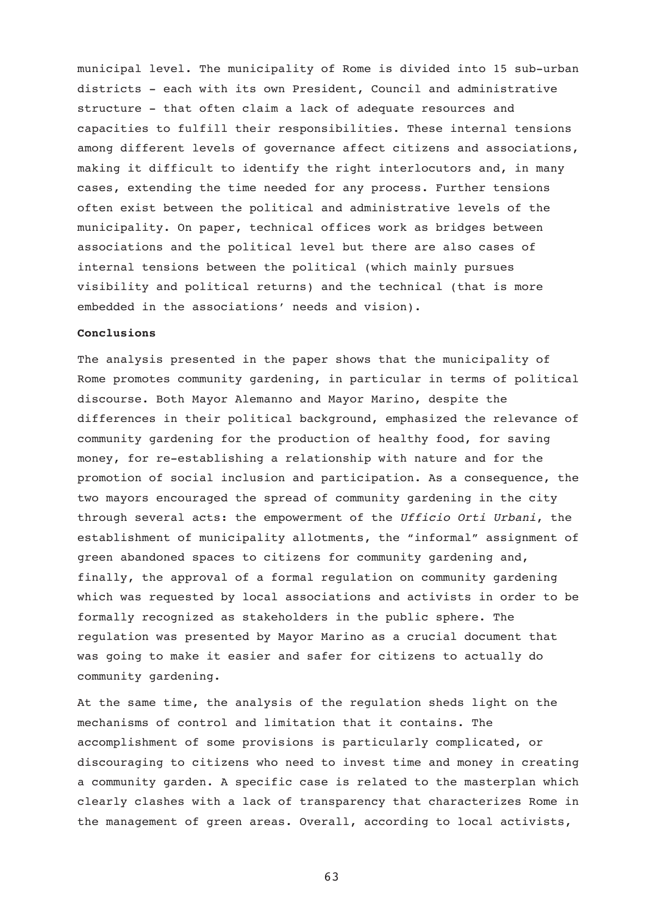municipal level. The municipality of Rome is divided into 15 sub-urban districts - each with its own President, Council and administrative structure - that often claim a lack of adequate resources and capacities to fulfill their responsibilities. These internal tensions among different levels of governance affect citizens and associations, making it difficult to identify the right interlocutors and, in many cases, extending the time needed for any process. Further tensions often exist between the political and administrative levels of the municipality. On paper, technical offices work as bridges between associations and the political level but there are also cases of internal tensions between the political (which mainly pursues visibility and political returns) and the technical (that is more embedded in the associations' needs and vision).

**Conclusions**

The analysis presented in the paper shows that the municipality of Rome promotes community gardening, in particular in terms of political discourse. Both Mayor Alemanno and Mayor Marino, despite the differences in their political background, emphasized the relevance of community gardening for the production of healthy food, for saving money, for re-establishing a relationship with nature and for the promotion of social inclusion and participation. As a consequence, the two mayors encouraged the spread of community gardening in the city through several acts: the empowerment of the *Ufficio Orti Urbani*, the establishment of municipality allotments, the "informal" assignment of green abandoned spaces to citizens for community gardening and, finally, the approval of a formal regulation on community gardening which was requested by local associations and activists in order to be formally recognized as stakeholders in the public sphere. The regulation was presented by Mayor Marino as a crucial document that was going to make it easier and safer for citizens to actually do community gardening.

At the same time, the analysis of the regulation sheds light on the mechanisms of control and limitation that it contains. The accomplishment of some provisions is particularly complicated, or discouraging to citizens who need to invest time and money in creating a community garden. A specific case is related to the masterplan which clearly clashes with a lack of transparency that characterizes Rome in the management of green areas. Overall, according to local activists,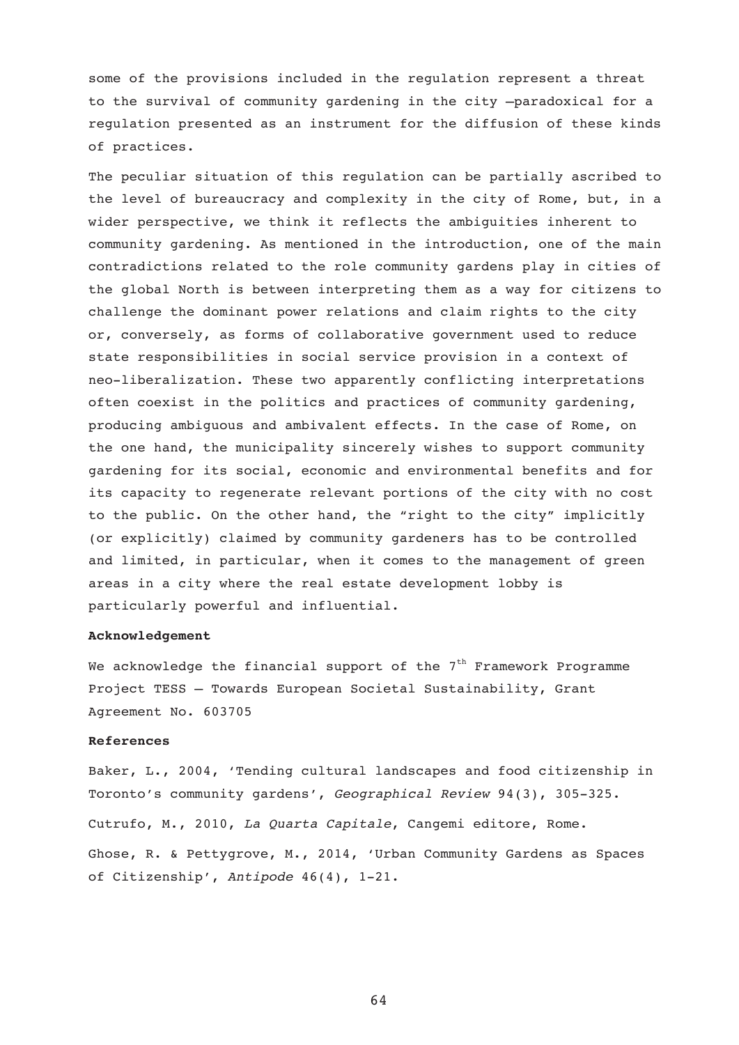some of the provisions included in the regulation represent a threat to the survival of community gardening in the city —paradoxical for a regulation presented as an instrument for the diffusion of these kinds of practices.

The peculiar situation of this regulation can be partially ascribed to the level of bureaucracy and complexity in the city of Rome, but, in a wider perspective, we think it reflects the ambiguities inherent to community gardening. As mentioned in the introduction, one of the main contradictions related to the role community gardens play in cities of the global North is between interpreting them as a way for citizens to challenge the dominant power relations and claim rights to the city or, conversely, as forms of collaborative government used to reduce state responsibilities in social service provision in a context of neo-liberalization. These two apparently conflicting interpretations often coexist in the politics and practices of community gardening, producing ambiguous and ambivalent effects. In the case of Rome, on the one hand, the municipality sincerely wishes to support community gardening for its social, economic and environmental benefits and for its capacity to regenerate relevant portions of the city with no cost to the public. On the other hand, the "right to the city" implicitly (or explicitly) claimed by community gardeners has to be controlled and limited, in particular, when it comes to the management of green areas in a city where the real estate development lobby is particularly powerful and influential.

**Acknowledgement**

We acknowledge the financial support of the 7th Framework Programme Project TESS – Towards European Societal Sustainability, Grant Agreement No. 603705

**References**

Baker, L., 2004, 'Tending cultural landscapes and food citizenship in Toronto's community gardens', *Geographical Review* 94(3), 305-325.

Cutrufo, M., 2010, *La Quarta Capitale*, Cangemi editore, Rome.

Ghose, R. & Pettygrove, M., 2014, 'Urban Community Gardens as Spaces of Citizenship', *Antipode* 46(4), 1-21.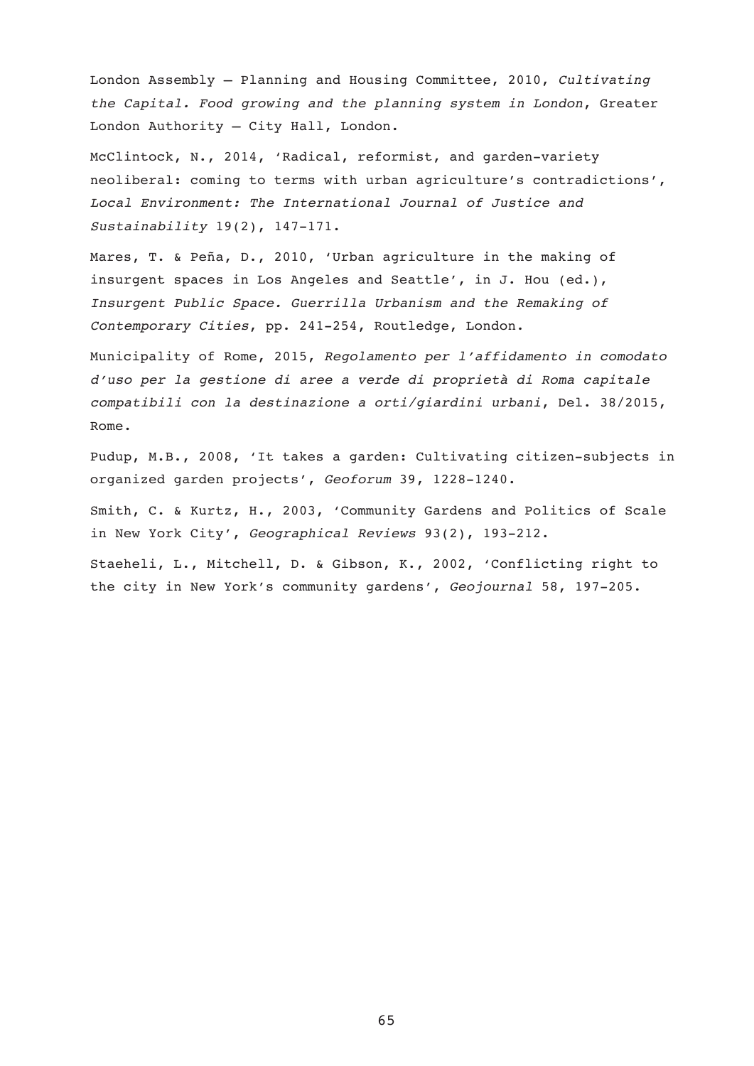London Assembly – Planning and Housing Committee, 2010, *Cultivating the Capital. Food growing and the planning system in London*, Greater London Authority – City Hall, London.

McClintock, N., 2014, 'Radical, reformist, and garden-variety neoliberal: coming to terms with urban agriculture's contradictions', *Local Environment: The International Journal of Justice and Sustainability* 19(2), 147-171.

Mares, T. & Peña, D., 2010, 'Urban agriculture in the making of insurgent spaces in Los Angeles and Seattle', in J. Hou (ed.), *Insurgent Public Space. Guerrilla Urbanism and the Remaking of Contemporary Cities*, pp. 241-254, Routledge, London.

Municipality of Rome, 2015, *Regolamento per l'affidamento in comodato d'uso per la gestione di aree a verde di proprietà di Roma capitale compatibili con la destinazione a orti/giardini urbani*, Del. 38/2015, Rome.

Pudup, M.B., 2008, 'It takes a garden: Cultivating citizen-subjects in organized garden projects', *Geoforum* 39, 1228-1240.

Smith, C. & Kurtz, H., 2003, 'Community Gardens and Politics of Scale in New York City', *Geographical Reviews* 93(2), 193-212.

Staeheli, L., Mitchell, D. & Gibson, K., 2002, 'Conflicting right to the city in New York's community gardens', *Geojournal* 58, 197-205.